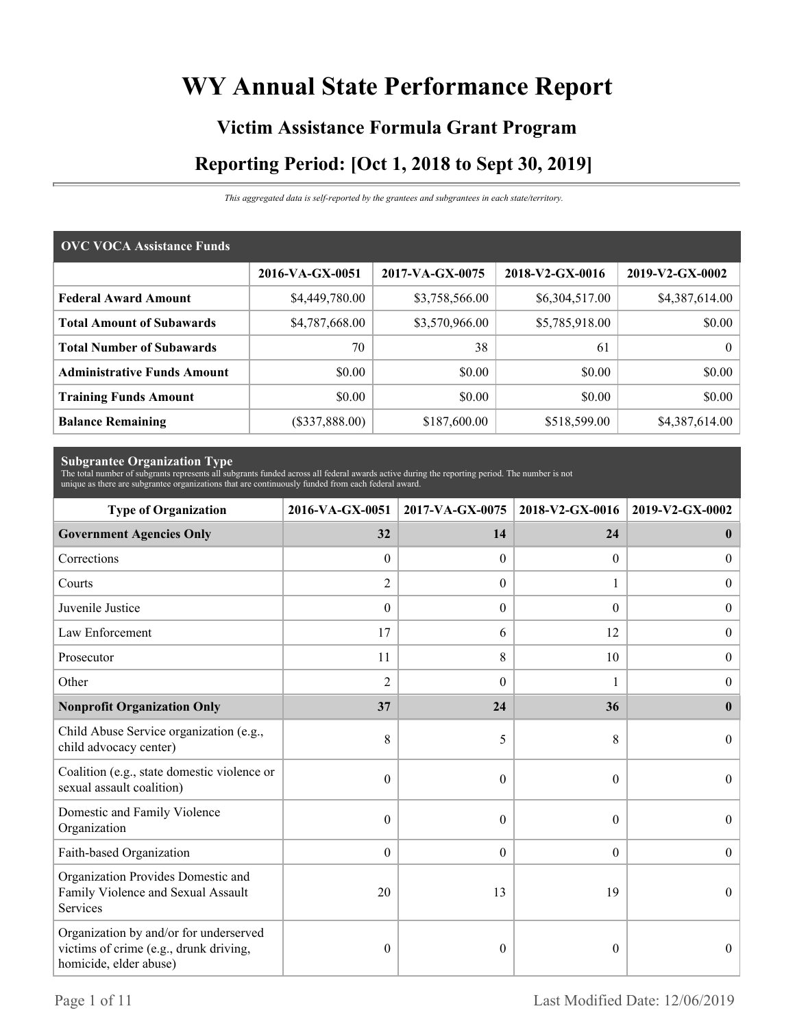# WY Annual State Performance Report

## Victim Assistance Formula Grant Program

## Reporting Period: [Oct 1, 2018 to Sept 30, 2019]

*This aggregated data is self-reported by the grantees and subgrantees in each state/territory.*

| OVC VOCA Assistance Funds | 2016-VA-GX-0051 | 2017-VA-GX-0075 | 2018-V2-GX-0016 | 2019-V2-GX-0002 |
|---|---|---|---|---|
| **Federal Award Amount** | $4,449,780.00 | $3,758,566.00 | $6,304,517.00 | $4,387,614.00 |
| **Total Amount of Subawards** | $4,787,668.00 | $3,570,966.00 | $5,785,918.00 | $0.00 |
| **Total Number of Subawards** | 70 | 38 | 61 | 0 |
| **Administrative Funds Amount** | $0.00 | $0.00 | $0.00 | $0.00 |
| **Training Funds Amount** | $0.00 | $0.00 | $0.00 | $0.00 |
| **Balance Remaining** | ($337,888.00) | $187,600.00 | $518,599.00 | $4,387,614.00 |

**Subgrantee Organization Type**

The total number of subgrants represents all subgrants funded across all federal awards active during the reporting period. The number is not unique as there are subgrantee organizations that are continuously funded from each federal award.

| Type of Organization | 2016-VA-GX-0051 | 2017-VA-GX-0075 | 2018-V2-GX-0016 | 2019-V2-GX-0002 |
|---|---|---|---|---|
| **Government Agencies Only** | **32** | **14** | **24** | **0** |
| Corrections | 0 | 0 | 0 | 0 |
| Courts | 2 | 0 | 1 | 0 |
| Juvenile Justice | 0 | 0 | 0 | 0 |
| Law Enforcement | 17 | 6 | 12 | 0 |
| Prosecutor | 11 | 8 | 10 | 0 |
| Other | 2 | 0 | 1 | 0 |
| **Nonprofit Organization Only** | **37** | **24** | **36** | **0** |
| Child Abuse Service organization (e.g., child advocacy center) | 8 | 5 | 8 | 0 |
| Coalition (e.g., state domestic violence or sexual assault coalition) | 0 | 0 | 0 | 0 |
| Domestic and Family Violence Organization | 0 | 0 | 0 | 0 |
| Faith-based Organization | 0 | 0 | 0 | 0 |
| Organization Provides Domestic and Family Violence and Sexual Assault Services | 20 | 13 | 19 | 0 |
| Organization by and/or for underserved victims of crime (e.g., drunk driving, homicide, elder abuse) | 0 | 0 | 0 | 0 |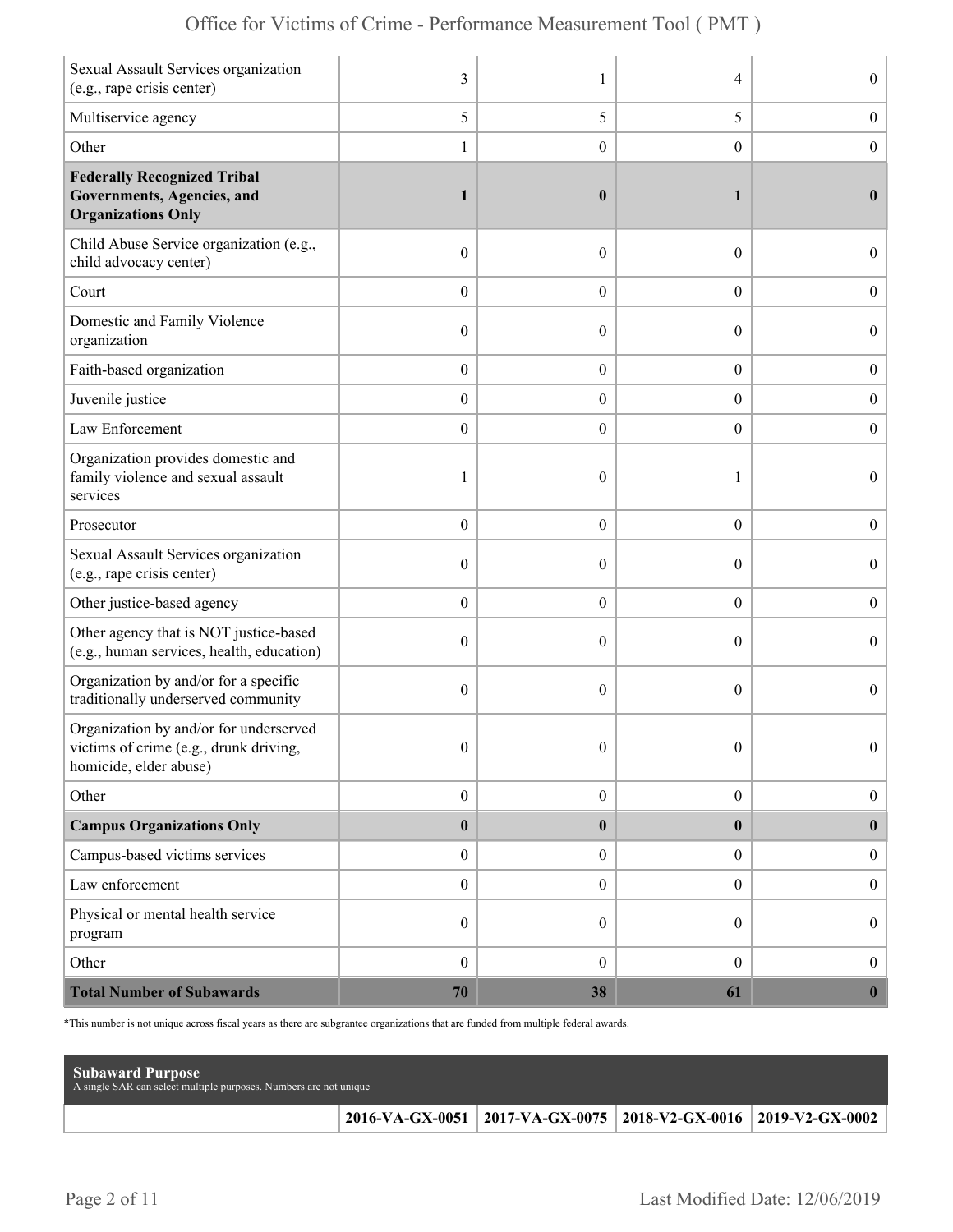| | | | | |
|---|---|---|---|---|
| Sexual Assault Services organization (e.g., rape crisis center) | 3 | 1 | 4 | 0 |
| Multiservice agency | 5 | 5 | 5 | 0 |
| Other | 1 | 0 | 0 | 0 |
| **Federally Recognized Tribal Governments, Agencies, and Organizations Only** | **1** | **0** | **1** | **0** |
| Child Abuse Service organization (e.g., child advocacy center) | 0 | 0 | 0 | 0 |
| Court | 0 | 0 | 0 | 0 |
| Domestic and Family Violence organization | 0 | 0 | 0 | 0 |
| Faith-based organization | 0 | 0 | 0 | 0 |
| Juvenile justice | 0 | 0 | 0 | 0 |
| Law Enforcement | 0 | 0 | 0 | 0 |
| Organization provides domestic and family violence and sexual assault services | 1 | 0 | 1 | 0 |
| Prosecutor | 0 | 0 | 0 | 0 |
| Sexual Assault Services organization (e.g., rape crisis center) | 0 | 0 | 0 | 0 |
| Other justice-based agency | 0 | 0 | 0 | 0 |
| Other agency that is NOT justice-based (e.g., human services, health, education) | 0 | 0 | 0 | 0 |
| Organization by and/or for a specific traditionally underserved community | 0 | 0 | 0 | 0 |
| Organization by and/or for underserved victims of crime (e.g., drunk driving, homicide, elder abuse) | 0 | 0 | 0 | 0 |
| Other | 0 | 0 | 0 | 0 |
| **Campus Organizations Only** | **0** | **0** | **0** | **0** |
| Campus-based victims services | 0 | 0 | 0 | 0 |
| Law enforcement | 0 | 0 | 0 | 0 |
| Physical or mental health service program | 0 | 0 | 0 | 0 |
| Other | 0 | 0 | 0 | 0 |
| **Total Number of Subawards** | **70** | **38** | **61** | **0** |

*This number is not unique across fiscal years as there are subgrantee organizations that are funded from multiple federal awards.

**Subaward Purpose**
A single SAR can select multiple purposes. Numbers are not unique

| | 2016-VA-GX-0051 | 2017-VA-GX-0075 | 2018-V2-GX-0016 | 2019-V2-GX-0002 |
|---|---|---|---|---|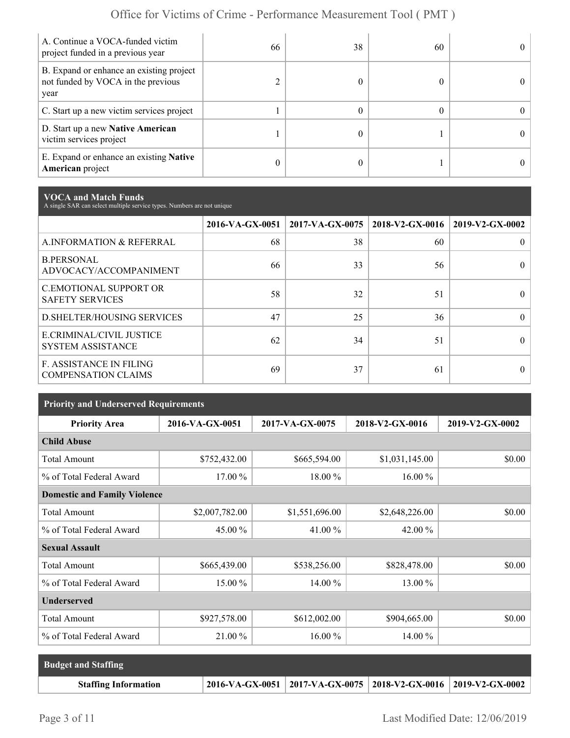| | | | | |
|---|---|---|---|---|
| A. Continue a VOCA-funded victim project funded in a previous year | 66 | 38 | 60 | 0 |
| B. Expand or enhance an existing project not funded by VOCA in the previous year | 2 | 0 | 0 | 0 |
| C. Start up a new victim services project | 1 | 0 | 0 | 0 |
| D. Start up a new **Native American** victim services project | 1 | 0 | 1 | 0 |
| E. Expand or enhance an existing **Native American** project | 0 | 0 | 1 | 0 |

## VOCA and Match Funds

A single SAR can select multiple service types. Numbers are not unique

| | 2016-VA-GX-0051 | 2017-VA-GX-0075 | 2018-V2-GX-0016 | 2019-V2-GX-0002 |
|---|---|---|---|---|
| A.INFORMATION & REFERRAL | 68 | 38 | 60 | 0 |
| B.PERSONAL ADVOCACY/ACCOMPANIMENT | 66 | 33 | 56 | 0 |
| C.EMOTIONAL SUPPORT OR SAFETY SERVICES | 58 | 32 | 51 | 0 |
| D.SHELTER/HOUSING SERVICES | 47 | 25 | 36 | 0 |
| E.CRIMINAL/CIVIL JUSTICE SYSTEM ASSISTANCE | 62 | 34 | 51 | 0 |
| F. ASSISTANCE IN FILING COMPENSATION CLAIMS | 69 | 37 | 61 | 0 |

## Priority and Underserved Requirements

| Priority Area | 2016-VA-GX-0051 | 2017-VA-GX-0075 | 2018-V2-GX-0016 | 2019-V2-GX-0002 |
|---|---|---|---|---|
| **Child Abuse** | | | | |
| Total Amount | $752,432.00 | $665,594.00 | $1,031,145.00 | $0.00 |
| % of Total Federal Award | 17.00 % | 18.00 % | 16.00 % | |
| **Domestic and Family Violence** | | | | |
| Total Amount | $2,007,782.00 | $1,551,696.00 | $2,648,226.00 | $0.00 |
| % of Total Federal Award | 45.00 % | 41.00 % | 42.00 % | |
| **Sexual Assault** | | | | |
| Total Amount | $665,439.00 | $538,256.00 | $828,478.00 | $0.00 |
| % of Total Federal Award | 15.00 % | 14.00 % | 13.00 % | |
| **Underserved** | | | | |
| Total Amount | $927,578.00 | $612,002.00 | $904,665.00 | $0.00 |
| % of Total Federal Award | 21.00 % | 16.00 % | 14.00 % | |

## Budget and Staffing

| Staffing Information | 2016-VA-GX-0051 | 2017-VA-GX-0075 | 2018-V2-GX-0016 | 2019-V2-GX-0002 |
|---|---|---|---|---|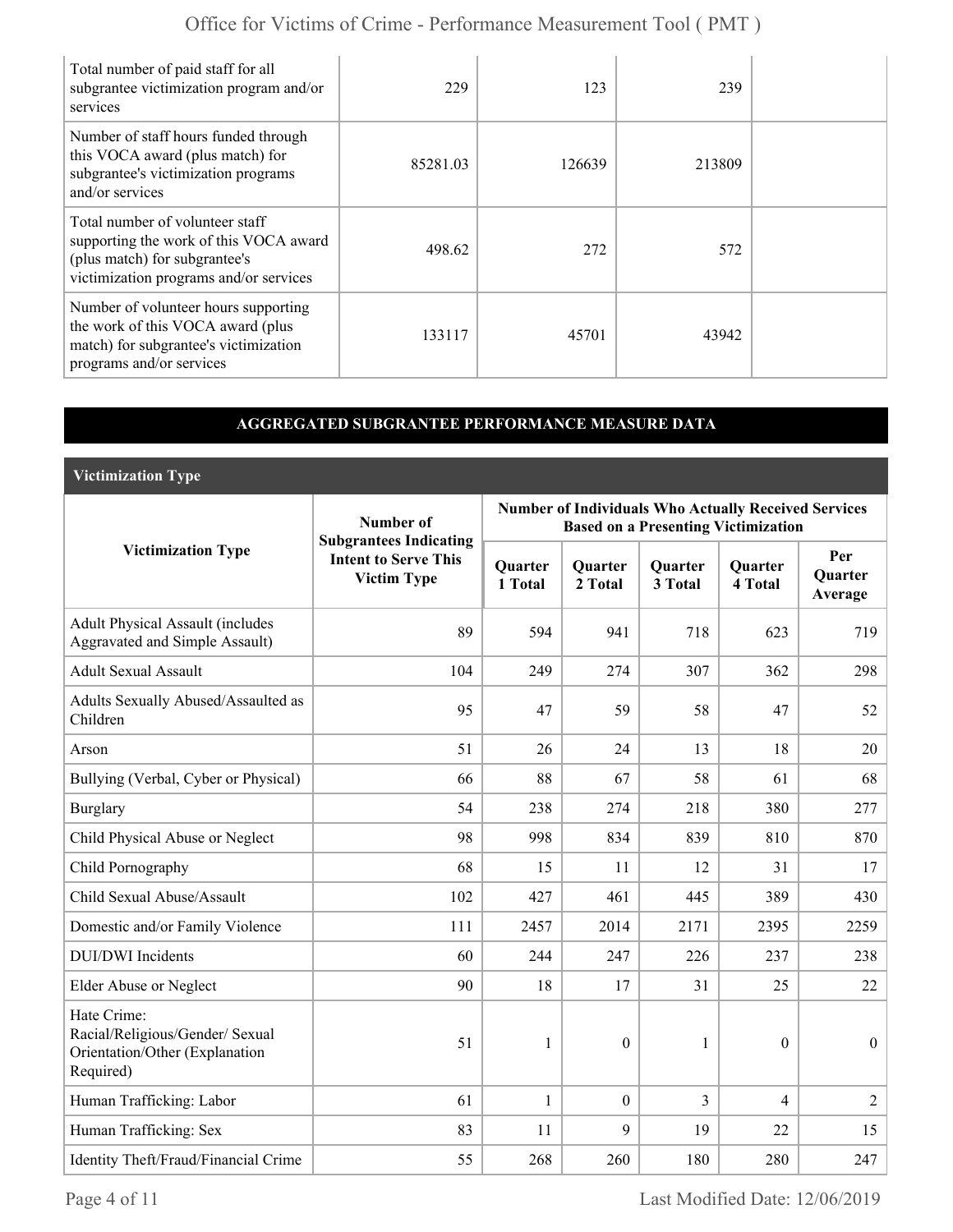| | | | | |
|---|---|---|---|---|
| Total number of paid staff for all subgrantee victimization program and/or services | 229 | 123 | 239 | |
| Number of staff hours funded through this VOCA award (plus match) for subgrantee's victimization programs and/or services | 85281.03 | 126639 | 213809 | |
| Total number of volunteer staff supporting the work of this VOCA award (plus match) for subgrantee's victimization programs and/or services | 498.62 | 272 | 572 | |
| Number of volunteer hours supporting the work of this VOCA award (plus match) for subgrantee's victimization programs and/or services | 133117 | 45701 | 43942 | |

## AGGREGATED SUBGRANTEE PERFORMANCE MEASURE DATA

### Victimization Type

| Victimization Type | Number of Subgrantees Indicating Intent to Serve This Victim Type | Number of Individuals Who Actually Received Services Based on a Presenting Victimization | | | | |
|---|---|---|---|---|---|---|
| | | Quarter 1 Total | Quarter 2 Total | Quarter 3 Total | Quarter 4 Total | Per Quarter Average |
| Adult Physical Assault (includes Aggravated and Simple Assault) | 89 | 594 | 941 | 718 | 623 | 719 |
| Adult Sexual Assault | 104 | 249 | 274 | 307 | 362 | 298 |
| Adults Sexually Abused/Assaulted as Children | 95 | 47 | 59 | 58 | 47 | 52 |
| Arson | 51 | 26 | 24 | 13 | 18 | 20 |
| Bullying (Verbal, Cyber or Physical) | 66 | 88 | 67 | 58 | 61 | 68 |
| Burglary | 54 | 238 | 274 | 218 | 380 | 277 |
| Child Physical Abuse or Neglect | 98 | 998 | 834 | 839 | 810 | 870 |
| Child Pornography | 68 | 15 | 11 | 12 | 31 | 17 |
| Child Sexual Abuse/Assault | 102 | 427 | 461 | 445 | 389 | 430 |
| Domestic and/or Family Violence | 111 | 2457 | 2014 | 2171 | 2395 | 2259 |
| DUI/DWI Incidents | 60 | 244 | 247 | 226 | 237 | 238 |
| Elder Abuse or Neglect | 90 | 18 | 17 | 31 | 25 | 22 |
| Hate Crime: Racial/Religious/Gender/ Sexual Orientation/Other (Explanation Required) | 51 | 1 | 0 | 1 | 0 | 0 |
| Human Trafficking: Labor | 61 | 1 | 0 | 3 | 4 | 2 |
| Human Trafficking: Sex | 83 | 11 | 9 | 19 | 22 | 15 |
| Identity Theft/Fraud/Financial Crime | 55 | 268 | 260 | 180 | 280 | 247 |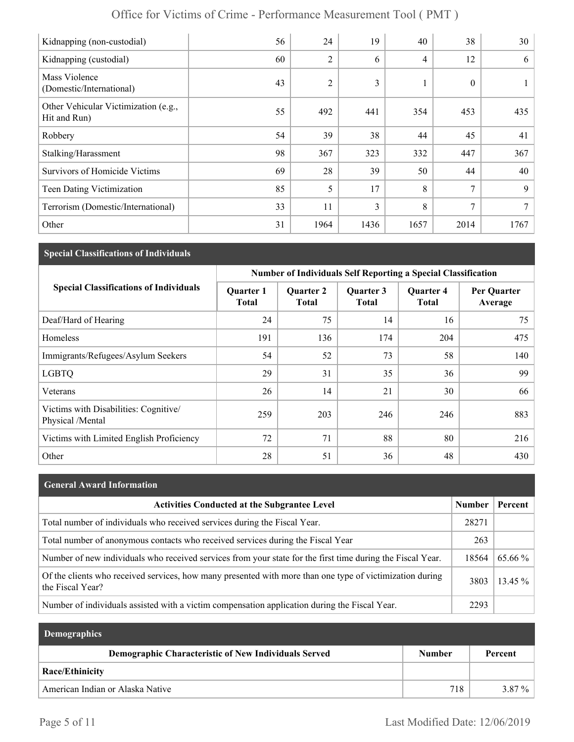| | | | | | | |
|---|---|---|---|---|---|---|
| Kidnapping (non-custodial) | 56 | 24 | 19 | 40 | 38 | 30 |
| Kidnapping (custodial) | 60 | 2 | 6 | 4 | 12 | 6 |
| Mass Violence (Domestic/International) | 43 | 2 | 3 | 1 | 0 | 1 |
| Other Vehicular Victimization (e.g., Hit and Run) | 55 | 492 | 441 | 354 | 453 | 435 |
| Robbery | 54 | 39 | 38 | 44 | 45 | 41 |
| Stalking/Harassment | 98 | 367 | 323 | 332 | 447 | 367 |
| Survivors of Homicide Victims | 69 | 28 | 39 | 50 | 44 | 40 |
| Teen Dating Victimization | 85 | 5 | 17 | 8 | 7 | 9 |
| Terrorism (Domestic/International) | 33 | 11 | 3 | 8 | 7 | 7 |
| Other | 31 | 1964 | 1436 | 1657 | 2014 | 1767 |

## Special Classifications of Individuals

| Special Classifications of Individuals | Number of Individuals Self Reporting a Special Classification | | | | |
|---|---|---|---|---|---|
| | Quarter 1 Total | Quarter 2 Total | Quarter 3 Total | Quarter 4 Total | Per Quarter Average |
| Deaf/Hard of Hearing | 24 | 75 | 14 | 16 | 75 |
| Homeless | 191 | 136 | 174 | 204 | 475 |
| Immigrants/Refugees/Asylum Seekers | 54 | 52 | 73 | 58 | 140 |
| LGBTQ | 29 | 31 | 35 | 36 | 99 |
| Veterans | 26 | 14 | 21 | 30 | 66 |
| Victims with Disabilities: Cognitive/ Physical /Mental | 259 | 203 | 246 | 246 | 883 |
| Victims with Limited English Proficiency | 72 | 71 | 88 | 80 | 216 |
| Other | 28 | 51 | 36 | 48 | 430 |

## General Award Information

| Activities Conducted at the Subgrantee Level | Number | Percent |
|---|---|---|
| Total number of individuals who received services during the Fiscal Year. | 28271 | |
| Total number of anonymous contacts who received services during the Fiscal Year | 263 | |
| Number of new individuals who received services from your state for the first time during the Fiscal Year. | 18564 | 65.66 % |
| Of the clients who received services, how many presented with more than one type of victimization during the Fiscal Year? | 3803 | 13.45 % |
| Number of individuals assisted with a victim compensation application during the Fiscal Year. | 2293 | |

## Demographics

| Demographic Characteristic of New Individuals Served | Number | Percent |
|---|---|---|
| **Race/Ethinicity** | | |
| American Indian or Alaska Native | 718 | 3.87 % |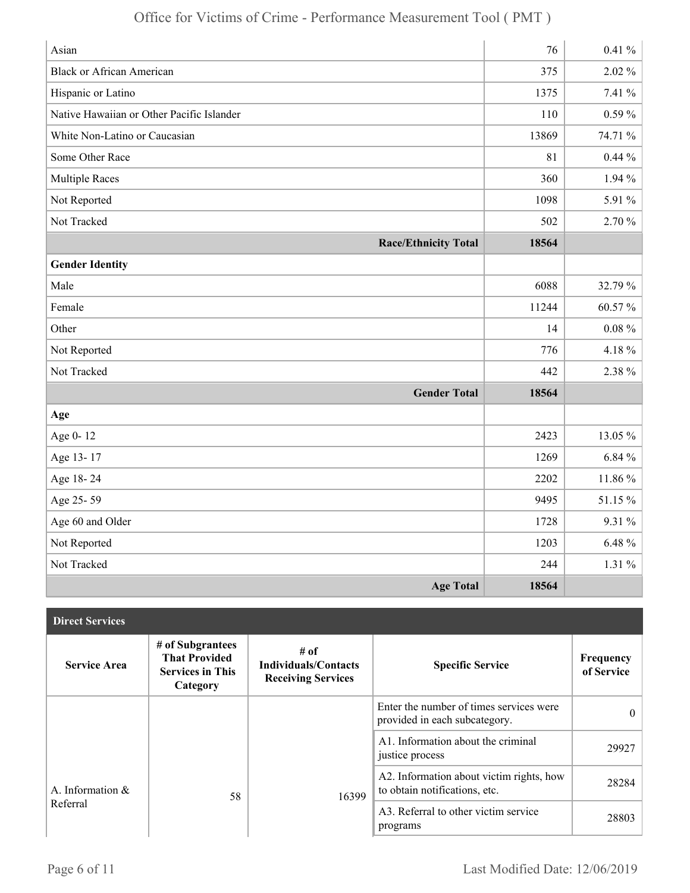| | | |
|---|---|---|
| Asian | 76 | 0.41 % |
| Black or African American | 375 | 2.02 % |
| Hispanic or Latino | 1375 | 7.41 % |
| Native Hawaiian or Other Pacific Islander | 110 | 0.59 % |
| White Non-Latino or Caucasian | 13869 | 74.71 % |
| Some Other Race | 81 | 0.44 % |
| Multiple Races | 360 | 1.94 % |
| Not Reported | 1098 | 5.91 % |
| Not Tracked | 502 | 2.70 % |
| **Race/Ethnicity Total** | **18564** | |
| **Gender Identity** | | |
| Male | 6088 | 32.79 % |
| Female | 11244 | 60.57 % |
| Other | 14 | 0.08 % |
| Not Reported | 776 | 4.18 % |
| Not Tracked | 442 | 2.38 % |
| **Gender Total** | **18564** | |
| **Age** | | |
| Age 0- 12 | 2423 | 13.05 % |
| Age 13- 17 | 1269 | 6.84 % |
| Age 18- 24 | 2202 | 11.86 % |
| Age 25- 59 | 9495 | 51.15 % |
| Age 60 and Older | 1728 | 9.31 % |
| Not Reported | 1203 | 6.48 % |
| Not Tracked | 244 | 1.31 % |
| **Age Total** | **18564** | |

## Direct Services

| Service Area | # of Subgrantees That Provided Services in This Category | # of Individuals/Contacts Receiving Services | Specific Service | Frequency of Service |
|---|---|---|---|---|
| A. Information & Referral | 58 | 16399 | Enter the number of times services were provided in each subcategory. | 0 |
| | | | A1. Information about the criminal justice process | 29927 |
| | | | A2. Information about victim rights, how to obtain notifications, etc. | 28284 |
| | | | A3. Referral to other victim service programs | 28803 |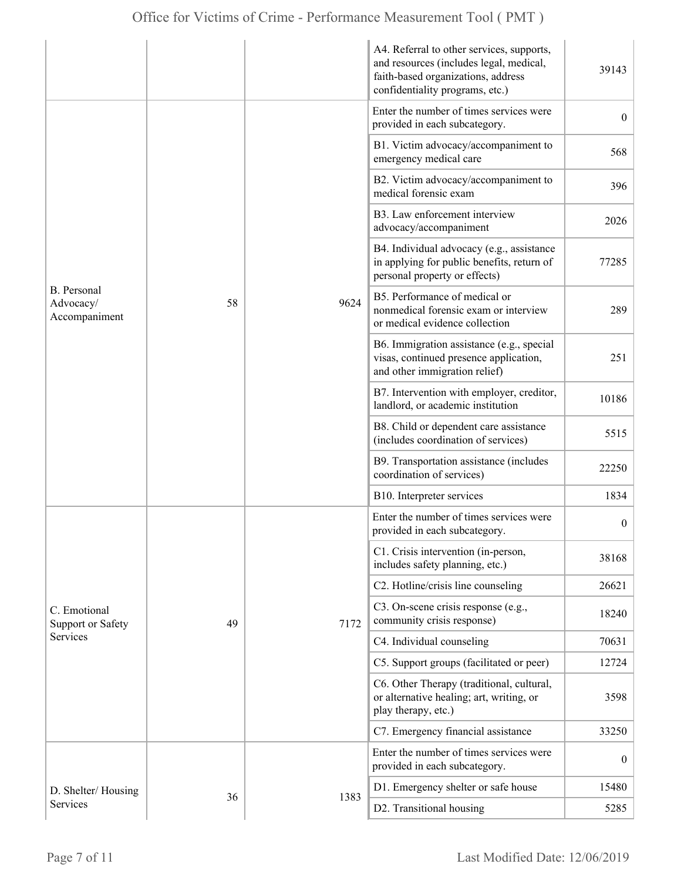| | | | | |
|---|---|---|---|---|
| | | | A4. Referral to other services, supports, and resources (includes legal, medical, faith-based organizations, address confidentiality programs, etc.) | 39143 |
| B. Personal Advocacy/ Accompaniment | 58 | 9624 | Enter the number of times services were provided in each subcategory. | 0 |
| | | | B1. Victim advocacy/accompaniment to emergency medical care | 568 |
| | | | B2. Victim advocacy/accompaniment to medical forensic exam | 396 |
| | | | B3. Law enforcement interview advocacy/accompaniment | 2026 |
| | | | B4. Individual advocacy (e.g., assistance in applying for public benefits, return of personal property or effects) | 77285 |
| | | | B5. Performance of medical or nonmedical forensic exam or interview or medical evidence collection | 289 |
| | | | B6. Immigration assistance (e.g., special visas, continued presence application, and other immigration relief) | 251 |
| | | | B7. Intervention with employer, creditor, landlord, or academic institution | 10186 |
| | | | B8. Child or dependent care assistance (includes coordination of services) | 5515 |
| | | | B9. Transportation assistance (includes coordination of services) | 22250 |
| | | | B10. Interpreter services | 1834 |
| C. Emotional Support or Safety Services | 49 | 7172 | Enter the number of times services were provided in each subcategory. | 0 |
| | | | C1. Crisis intervention (in-person, includes safety planning, etc.) | 38168 |
| | | | C2. Hotline/crisis line counseling | 26621 |
| | | | C3. On-scene crisis response (e.g., community crisis response) | 18240 |
| | | | C4. Individual counseling | 70631 |
| | | | C5. Support groups (facilitated or peer) | 12724 |
| | | | C6. Other Therapy (traditional, cultural, or alternative healing; art, writing, or play therapy, etc.) | 3598 |
| | | | C7. Emergency financial assistance | 33250 |
| D. Shelter/ Housing Services | 36 | 1383 | Enter the number of times services were provided in each subcategory. | 0 |
| | | | D1. Emergency shelter or safe house | 15480 |
| | | | D2. Transitional housing | 5285 |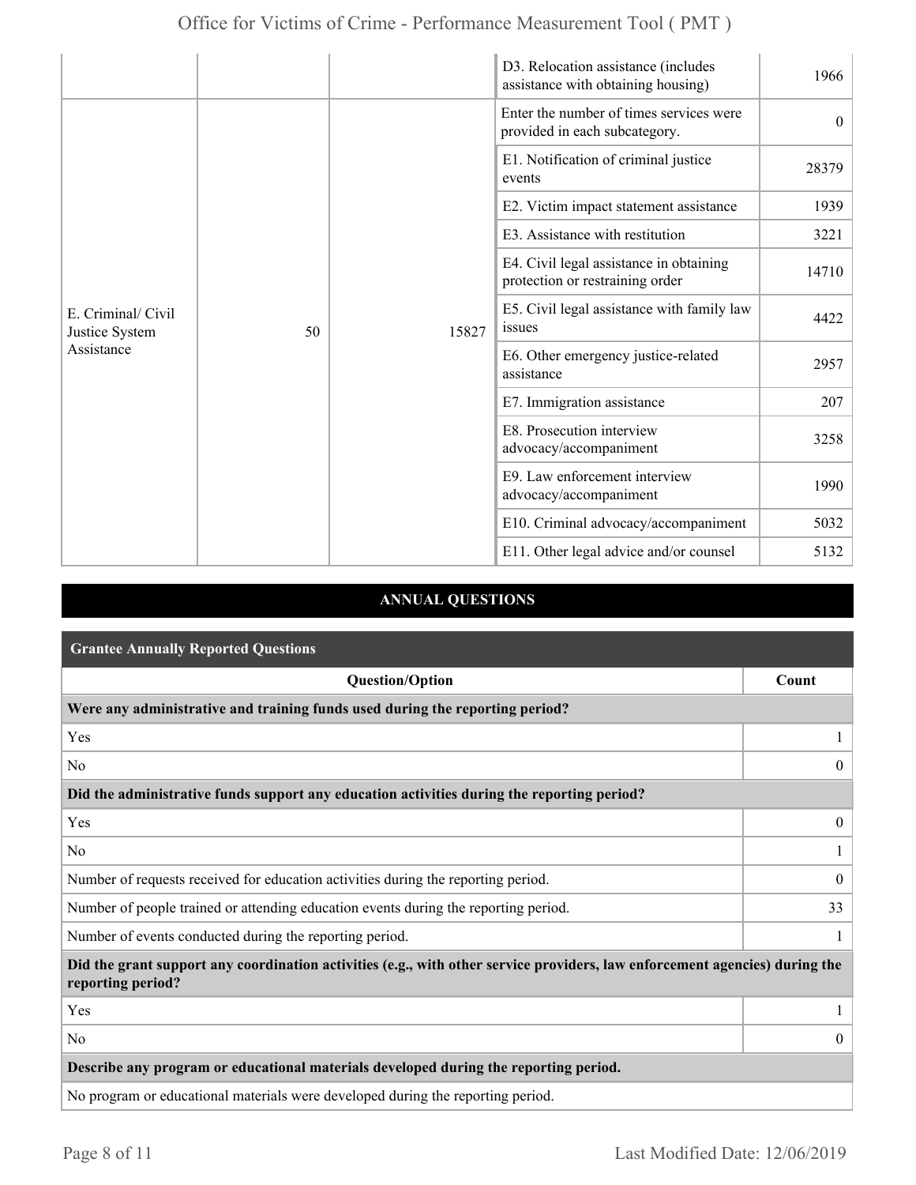| | | | | |
|---|---|---|---|---|
| | | | D3. Relocation assistance (includes assistance with obtaining housing) | 1966 |
| E. Criminal/ Civil Justice System Assistance | 50 | 15827 | Enter the number of times services were provided in each subcategory. | 0 |
| | | | E1. Notification of criminal justice events | 28379 |
| | | | E2. Victim impact statement assistance | 1939 |
| | | | E3. Assistance with restitution | 3221 |
| | | | E4. Civil legal assistance in obtaining protection or restraining order | 14710 |
| | | | E5. Civil legal assistance with family law issues | 4422 |
| | | | E6. Other emergency justice-related assistance | 2957 |
| | | | E7. Immigration assistance | 207 |
| | | | E8. Prosecution interview advocacy/accompaniment | 3258 |
| | | | E9. Law enforcement interview advocacy/accompaniment | 1990 |
| | | | E10. Criminal advocacy/accompaniment | 5032 |
| | | | E11. Other legal advice and/or counsel | 5132 |

## ANNUAL QUESTIONS

### Grantee Annually Reported Questions

| Question/Option | Count |
|---|---|
| **Were any administrative and training funds used during the reporting period?** | |
| Yes | 1 |
| No | 0 |
| **Did the administrative funds support any education activities during the reporting period?** | |
| Yes | 0 |
| No | 1 |
| Number of requests received for education activities during the reporting period. | 0 |
| Number of people trained or attending education events during the reporting period. | 33 |
| Number of events conducted during the reporting period. | 1 |
| **Did the grant support any coordination activities (e.g., with other service providers, law enforcement agencies) during the reporting period?** | |
| Yes | 1 |
| No | 0 |
| **Describe any program or educational materials developed during the reporting period.** | |
| No program or educational materials were developed during the reporting period. | |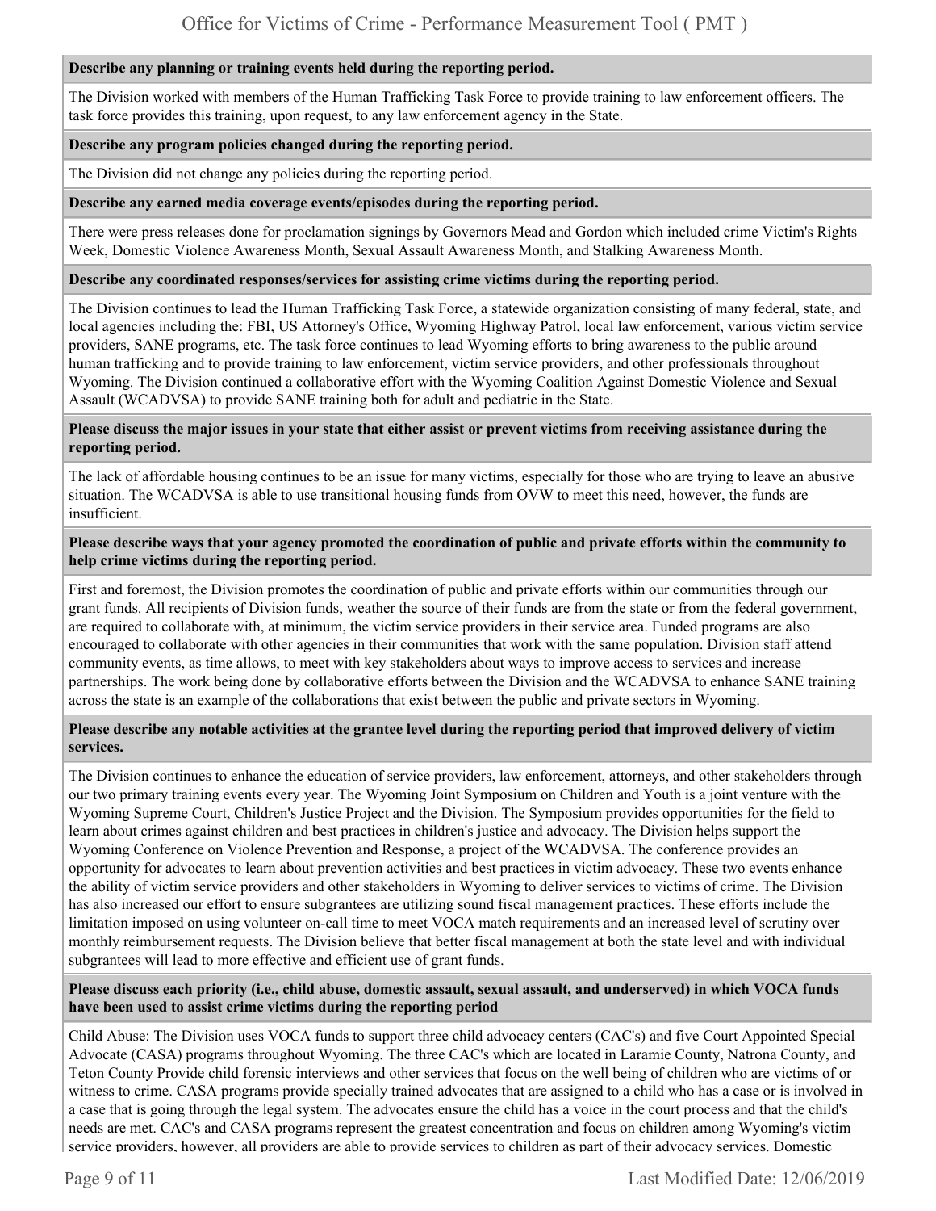**Describe any planning or training events held during the reporting period.**

The Division worked with members of the Human Trafficking Task Force to provide training to law enforcement officers. The task force provides this training, upon request, to any law enforcement agency in the State.

**Describe any program policies changed during the reporting period.**

The Division did not change any policies during the reporting period.

**Describe any earned media coverage events/episodes during the reporting period.**

There were press releases done for proclamation signings by Governors Mead and Gordon which included crime Victim's Rights Week, Domestic Violence Awareness Month, Sexual Assault Awareness Month, and Stalking Awareness Month.

**Describe any coordinated responses/services for assisting crime victims during the reporting period.**

The Division continues to lead the Human Trafficking Task Force, a statewide organization consisting of many federal, state, and local agencies including the: FBI, US Attorney's Office, Wyoming Highway Patrol, local law enforcement, various victim service providers, SANE programs, etc. The task force continues to lead Wyoming efforts to bring awareness to the public around human trafficking and to provide training to law enforcement, victim service providers, and other professionals throughout Wyoming. The Division continued a collaborative effort with the Wyoming Coalition Against Domestic Violence and Sexual Assault (WCADVSA) to provide SANE training both for adult and pediatric in the State.

**Please discuss the major issues in your state that either assist or prevent victims from receiving assistance during the reporting period.**

The lack of affordable housing continues to be an issue for many victims, especially for those who are trying to leave an abusive situation. The WCADVSA is able to use transitional housing funds from OVW to meet this need, however, the funds are insufficient.

**Please describe ways that your agency promoted the coordination of public and private efforts within the community to help crime victims during the reporting period.**

First and foremost, the Division promotes the coordination of public and private efforts within our communities through our grant funds. All recipients of Division funds, weather the source of their funds are from the state or from the federal government, are required to collaborate with, at minimum, the victim service providers in their service area. Funded programs are also encouraged to collaborate with other agencies in their communities that work with the same population. Division staff attend community events, as time allows, to meet with key stakeholders about ways to improve access to services and increase partnerships. The work being done by collaborative efforts between the Division and the WCADVSA to enhance SANE training across the state is an example of the collaborations that exist between the public and private sectors in Wyoming.

**Please describe any notable activities at the grantee level during the reporting period that improved delivery of victim services.**

The Division continues to enhance the education of service providers, law enforcement, attorneys, and other stakeholders through our two primary training events every year. The Wyoming Joint Symposium on Children and Youth is a joint venture with the Wyoming Supreme Court, Children's Justice Project and the Division. The Symposium provides opportunities for the field to learn about crimes against children and best practices in children's justice and advocacy. The Division helps support the Wyoming Conference on Violence Prevention and Response, a project of the WCADVSA. The conference provides an opportunity for advocates to learn about prevention activities and best practices in victim advocacy. These two events enhance the ability of victim service providers and other stakeholders in Wyoming to deliver services to victims of crime. The Division has also increased our effort to ensure subgrantees are utilizing sound fiscal management practices. These efforts include the limitation imposed on using volunteer on-call time to meet VOCA match requirements and an increased level of scrutiny over monthly reimbursement requests. The Division believe that better fiscal management at both the state level and with individual subgrantees will lead to more effective and efficient use of grant funds.

**Please discuss each priority (i.e., child abuse, domestic assault, sexual assault, and underserved) in which VOCA funds have been used to assist crime victims during the reporting period**

Child Abuse: The Division uses VOCA funds to support three child advocacy centers (CAC's) and five Court Appointed Special Advocate (CASA) programs throughout Wyoming. The three CAC's which are located in Laramie County, Natrona County, and Teton County Provide child forensic interviews and other services that focus on the well being of children who are victims of or witness to crime. CASA programs provide specially trained advocates that are assigned to a child who has a case or is involved in a case that is going through the legal system. The advocates ensure the child has a voice in the court process and that the child's needs are met. CAC's and CASA programs represent the greatest concentration and focus on children among Wyoming's victim service providers, however, all providers are able to provide services to children as part of their advocacy services. Domestic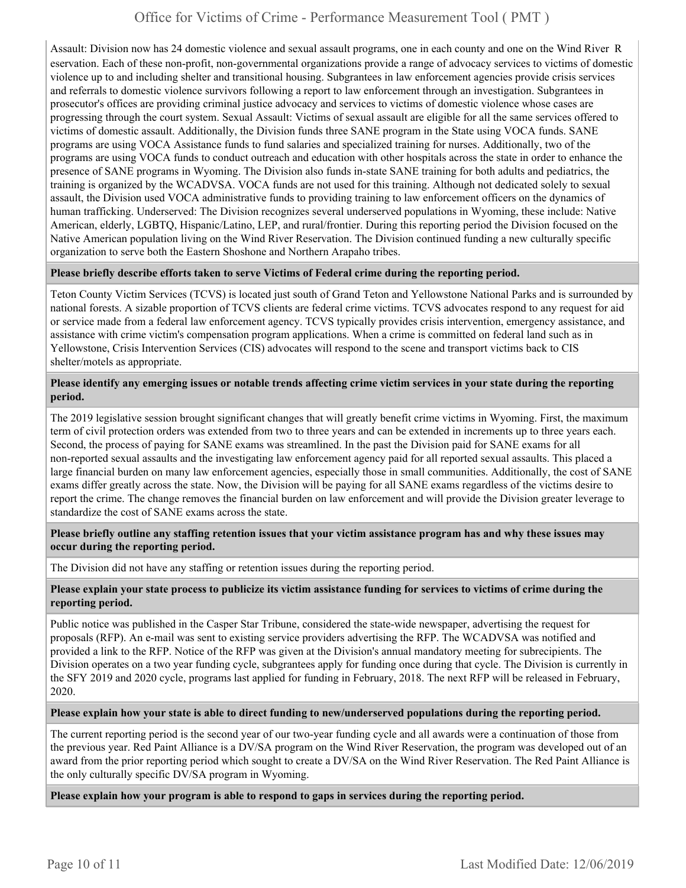Assault: Division now has 24 domestic violence and sexual assault programs, one in each county and one on the Wind River Reservation. Each of these non-profit, non-governmental organizations provide a range of advocacy services to victims of domestic violence up to and including shelter and transitional housing. Subgrantees in law enforcement agencies provide crisis services and referrals to domestic violence survivors following a report to law enforcement through an investigation. Subgrantees in prosecutor's offices are providing criminal justice advocacy and services to victims of domestic violence whose cases are progressing through the court system. Sexual Assault: Victims of sexual assault are eligible for all the same services offered to victims of domestic assault. Additionally, the Division funds three SANE program in the State using VOCA funds. SANE programs are using VOCA Assistance funds to fund salaries and specialized training for nurses. Additionally, two of the programs are using VOCA funds to conduct outreach and education with other hospitals across the state in order to enhance the presence of SANE programs in Wyoming. The Division also funds in-state SANE training for both adults and pediatrics, the training is organized by the WCADVSA. VOCA funds are not used for this training. Although not dedicated solely to sexual assault, the Division used VOCA administrative funds to providing training to law enforcement officers on the dynamics of human trafficking. Underserved: The Division recognizes several underserved populations in Wyoming, these include: Native American, elderly, LGBTQ, Hispanic/Latino, LEP, and rural/frontier. During this reporting period the Division focused on the Native American population living on the Wind River Reservation. The Division continued funding a new culturally specific organization to serve both the Eastern Shoshone and Northern Arapaho tribes.

**Please briefly describe efforts taken to serve Victims of Federal crime during the reporting period.**

Teton County Victim Services (TCVS) is located just south of Grand Teton and Yellowstone National Parks and is surrounded by national forests. A sizable proportion of TCVS clients are federal crime victims. TCVS advocates respond to any request for aid or service made from a federal law enforcement agency. TCVS typically provides crisis intervention, emergency assistance, and assistance with crime victim's compensation program applications. When a crime is committed on federal land such as in Yellowstone, Crisis Intervention Services (CIS) advocates will respond to the scene and transport victims back to CIS shelter/motels as appropriate.

**Please identify any emerging issues or notable trends affecting crime victim services in your state during the reporting period.**

The 2019 legislative session brought significant changes that will greatly benefit crime victims in Wyoming. First, the maximum term of civil protection orders was extended from two to three years and can be extended in increments up to three years each. Second, the process of paying for SANE exams was streamlined. In the past the Division paid for SANE exams for all non-reported sexual assaults and the investigating law enforcement agency paid for all reported sexual assaults. This placed a large financial burden on many law enforcement agencies, especially those in small communities. Additionally, the cost of SANE exams differ greatly across the state. Now, the Division will be paying for all SANE exams regardless of the victims desire to report the crime. The change removes the financial burden on law enforcement and will provide the Division greater leverage to standardize the cost of SANE exams across the state.

**Please briefly outline any staffing retention issues that your victim assistance program has and why these issues may occur during the reporting period.**

The Division did not have any staffing or retention issues during the reporting period.

**Please explain your state process to publicize its victim assistance funding for services to victims of crime during the reporting period.**

Public notice was published in the Casper Star Tribune, considered the state-wide newspaper, advertising the request for proposals (RFP). An e-mail was sent to existing service providers advertising the RFP. The WCADVSA was notified and provided a link to the RFP. Notice of the RFP was given at the Division's annual mandatory meeting for subrecipients. The Division operates on a two year funding cycle, subgrantees apply for funding once during that cycle. The Division is currently in the SFY 2019 and 2020 cycle, programs last applied for funding in February, 2018. The next RFP will be released in February, 2020.

**Please explain how your state is able to direct funding to new/underserved populations during the reporting period.**

The current reporting period is the second year of our two-year funding cycle and all awards were a continuation of those from the previous year. Red Paint Alliance is a DV/SA program on the Wind River Reservation, the program was developed out of an award from the prior reporting period which sought to create a DV/SA on the Wind River Reservation. The Red Paint Alliance is the only culturally specific DV/SA program in Wyoming.

**Please explain how your program is able to respond to gaps in services during the reporting period.**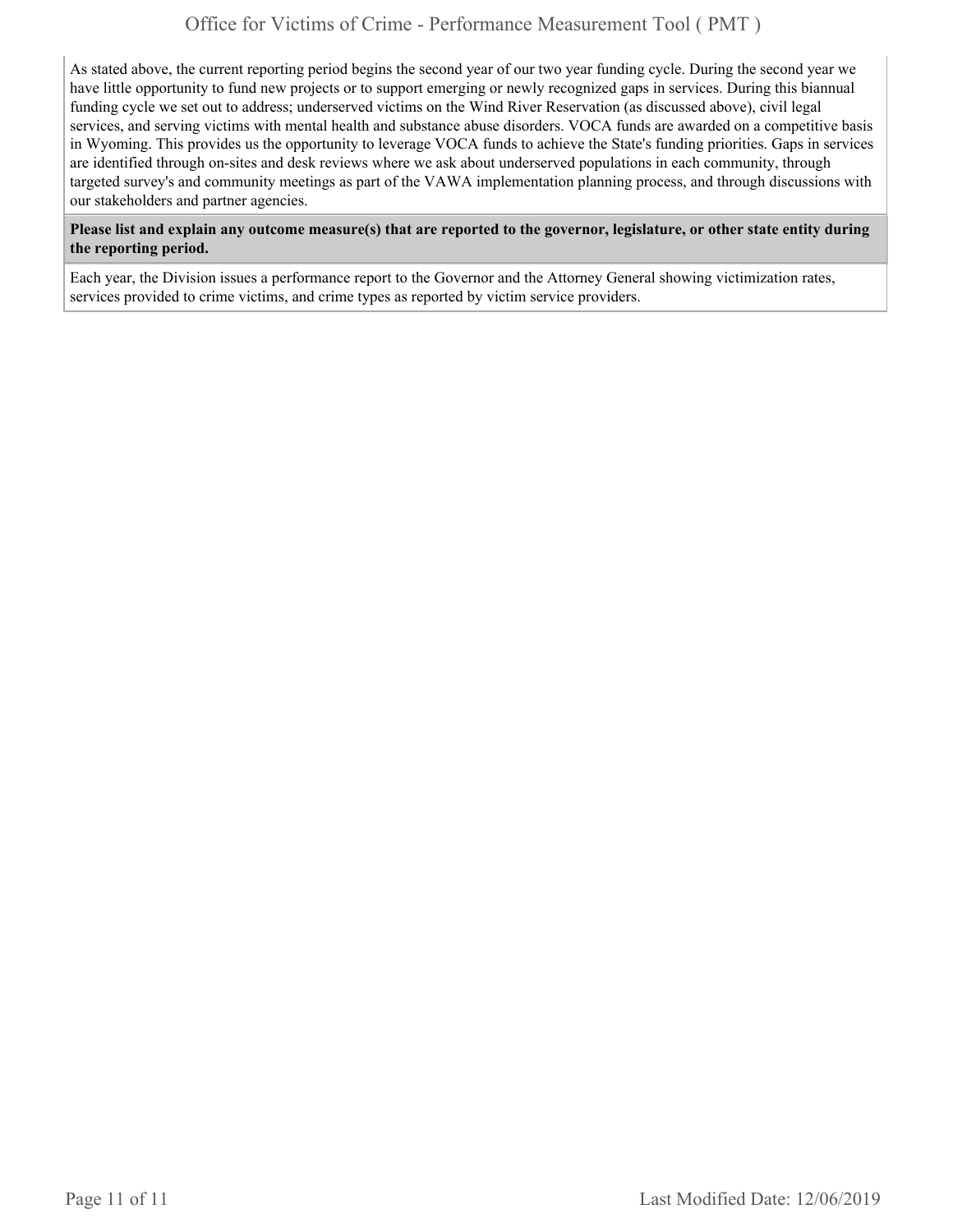As stated above, the current reporting period begins the second year of our two year funding cycle. During the second year we have little opportunity to fund new projects or to support emerging or newly recognized gaps in services. During this biannual funding cycle we set out to address; underserved victims on the Wind River Reservation (as discussed above), civil legal services, and serving victims with mental health and substance abuse disorders. VOCA funds are awarded on a competitive basis in Wyoming. This provides us the opportunity to leverage VOCA funds to achieve the State's funding priorities. Gaps in services are identified through on-sites and desk reviews where we ask about underserved populations in each community, through targeted survey's and community meetings as part of the VAWA implementation planning process, and through discussions with our stakeholders and partner agencies.

**Please list and explain any outcome measure(s) that are reported to the governor, legislature, or other state entity during the reporting period.**

Each year, the Division issues a performance report to the Governor and the Attorney General showing victimization rates, services provided to crime victims, and crime types as reported by victim service providers.